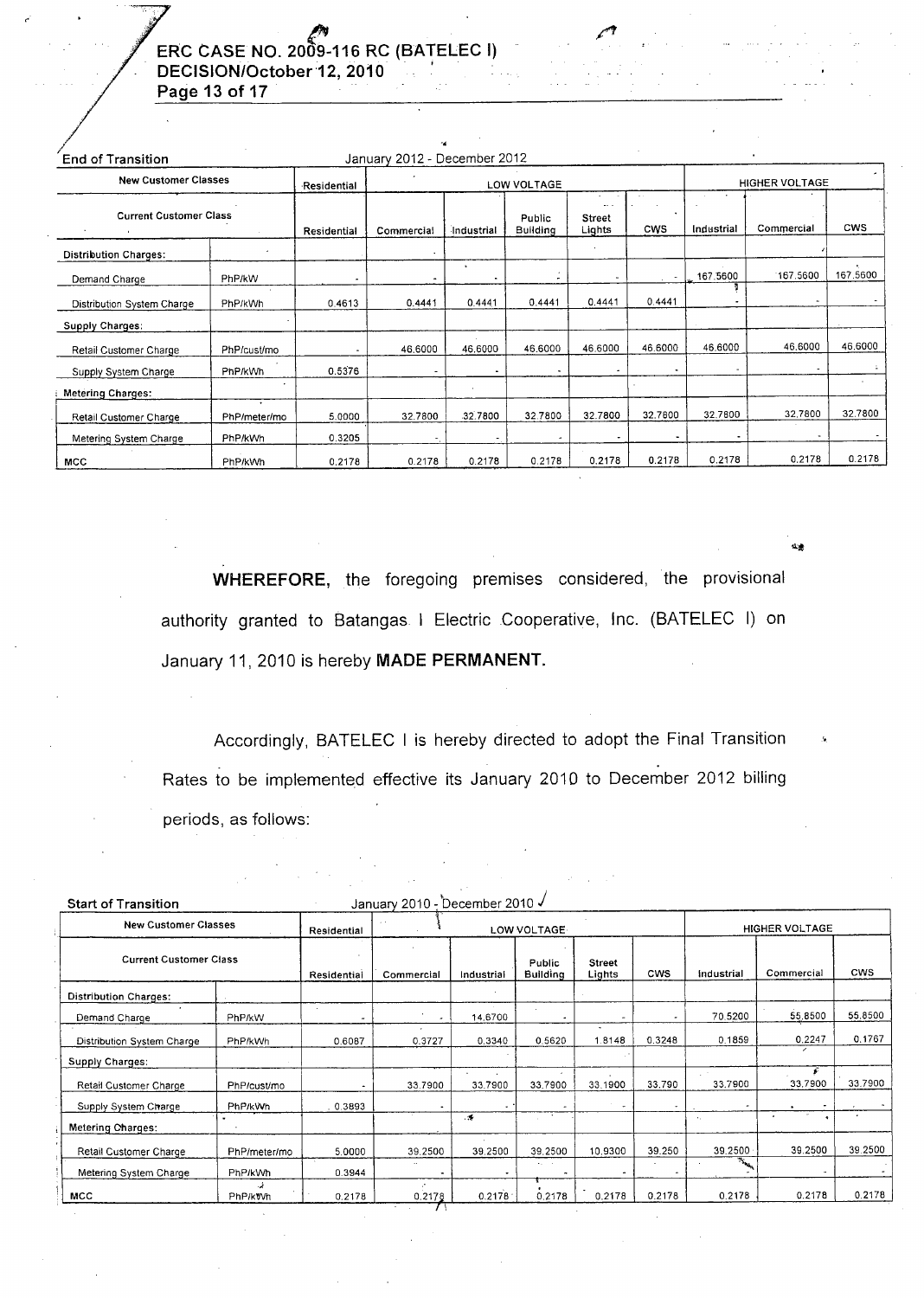**End of Transition** January 2012 - December 2012

| New Customer Classes | | Residential | LOW VOLTAGE | | | | | HIGHER VOLTAGE | | |
|---|---|---|---|---|---|---|---|---|---|---|
| Current Customer Class | | Residential | Commercial | Industrial | Public Building | Street Lights | CWS | Industrial | Commercial | CWS |
| Distribution Charges: | | | | | | | | | | |
| Demand Charge | PhP/kW | - | - | - | - | - | - | 167.5600 | 167.5600 | 167.5600 |
| Distribution System Charge | PhP/kWh | 0.4613 | 0.4441 | 0.4441 | 0.4441 | 0.4441 | 0.4441 | - | - | - |
| Supply Charges: | | | | | | | | | | |
| Retail Customer Charge | PhP/cust/mo | - | 46.6000 | 46.6000 | 46.6000 | 46.6000 | 46.6000 | 46.6000 | 46.6000 | 46.6000 |
| Supply System Charge | PhP/kWh | 0.5376 | - | - | - | - | - | - | - | - |
| Metering Charges: | | | | | | | | | | |
| Retail Customer Charge | PhP/meter/mo | 5.0000 | 32.7800 | 32.7800 | 32.7800 | 32.7800 | 32.7800 | 32.7800 | 32.7800 | 32.7800 |
| Metering System Charge | PhP/kWh | 0.3205 | - | - | - | - | - | - | - | - |
| MCC | PhP/kWh | 0.2178 | 0.2178 | 0.2178 | 0.2178 | 0.2178 | 0.2178 | 0.2178 | 0.2178 | 0.2178 |

**WHEREFORE,** the foregoing premises considered, the provisional authority granted to Batangas I Electric Cooperative, Inc. (BATELEC I) on January 11, 2010 is hereby **MADE PERMANENT.**

Accordingly, BATELEC I is hereby directed to adopt the Final Transition Rates to be implemented effective its January 2010 to December 2012 billing periods, as follows:

**Start of Transition** January 2010 - December 2010

| New Customer Classes | | Residential | LOW VOLTAGE | | | | | HIGHER VOLTAGE | | |
|---|---|---|---|---|---|---|---|---|---|---|
| Current Customer Class | | Residential | Commercial | Industrial | Public Building | Street Lights | CWS | Industrial | Commercial | CWS |
| Distribution Charges: | | | | | | | | | | |
| Demand Charge | PhP/kW | - | - | 14.6700 | - | - | - | 70.5200 | 55.8500 | 55.8500 |
| Distribution System Charge | PhP/kWh | 0.6087 | 0.3727 | 0.3340 | 0.5620 | 1.8148 | 0.3248 | 0.1859 | 0.2247 | 0.1767 |
| Supply Charges: | | | | | | | | | | |
| Retail Customer Charge | PhP/cust/mo | - | 33.7900 | 33.7900 | 33.7900 | 33.1900 | 33.790 | 33.7900 | 33.7900 | 33.7900 |
| Supply System Charge | PhP/kWh | 0.3893 | - | - | - | - | - | - | - | - |
| Metering Charges: | | | | | | | | | | |
| Retail Customer Charge | PhP/meter/mo | 5.0000 | 39.2500 | 39.2500 | 39.2500 | 10.9300 | 39.250 | 39.2500 | 39.2500 | 39.2500 |
| Metering System Charge | PhP/kWh | 0.3944 | - | - | - | - | - | - | - | - |
| MCC | PhP/kWh | 0.2178 | 0.2178 | 0.2178 | 0.2178 | 0.2178 | 0.2178 | 0.2178 | 0.2178 | 0.2178 |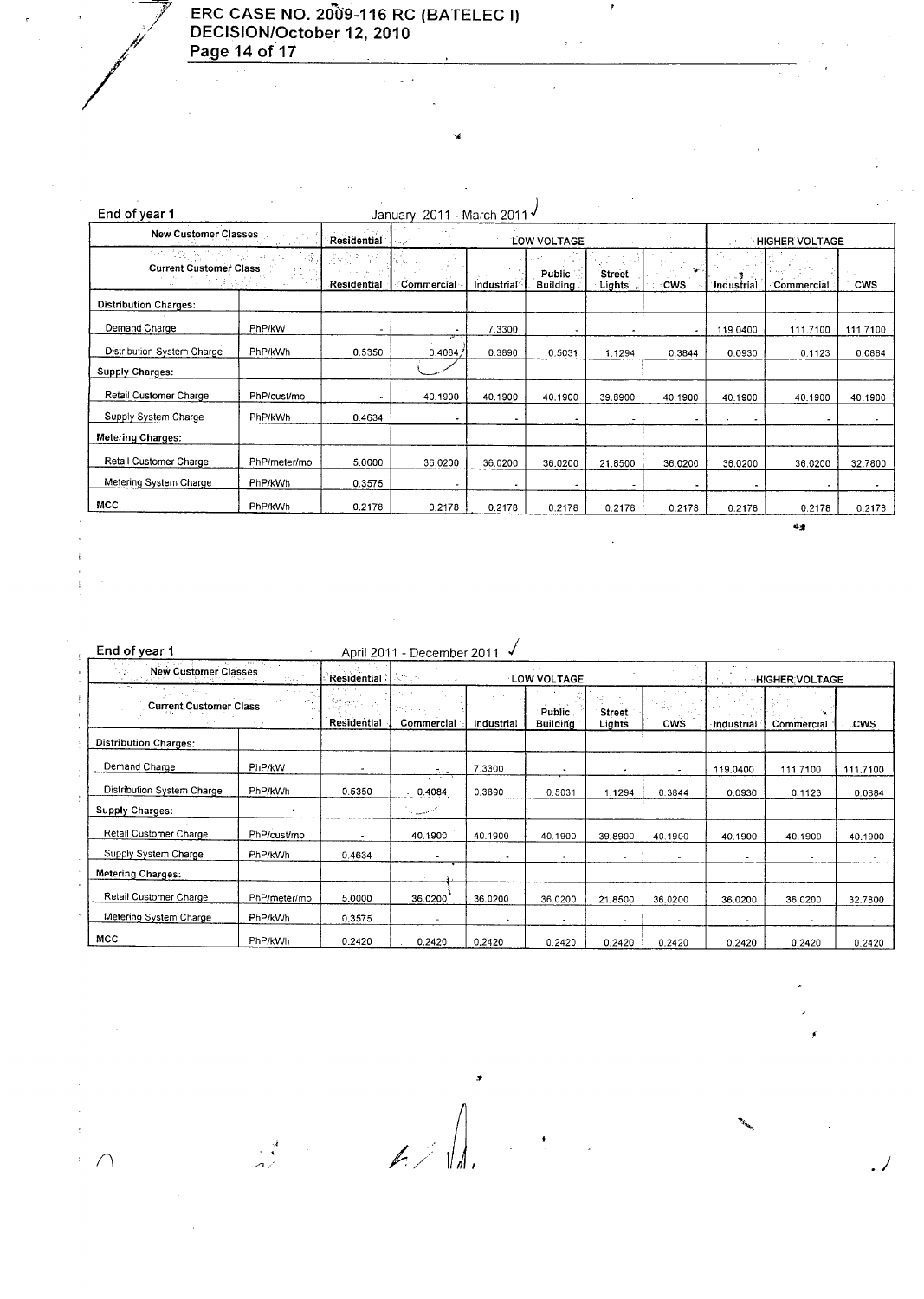**End of year 1** January 2011 - March 2011

| New Customer Classes | | Residential | LOW VOLTAGE | | | | | HIGHER VOLTAGE | | |
|---|---|---|---|---|---|---|---|---|---|---|
| Current Customer Class | | Residential | Commercial | Industrial | Public Building | Street Lights | CWS | Industrial | Commercial | CWS |
| Distribution Charges: | | | | | | | | | | |
| Demand Charge | PhP/kW | - | - | 7.3300 | - | - | - | 119.0400 | 111.7100 | 111.7100 |
| Distribution System Charge | PhP/kWh | 0.5350 | 0.4084 | 0.3890 | 0.5031 | 1.1294 | 0.3844 | 0.0930 | 0.1123 | 0.0884 |
| Supply Charges: | | | | | | | | | | |
| Retail Customer Charge | PhP/cust/mo | - | 40.1900 | 40.1900 | 40.1900 | 39.8900 | 40.1900 | 40.1900 | 40.1900 | 40.1900 |
| Supply System Charge | PhP/kWh | 0.4634 | - | - | - | - | - | - | - | - |
| Metering Charges: | | | | | | | | | | |
| Retail Customer Charge | PhP/meter/mo | 5.0000 | 36.0200 | 36.0200 | 36.0200 | 21.8500 | 36.0200 | 36.0200 | 36.0200 | 32.7800 |
| Metering System Charge | PhP/kWh | 0.3575 | - | - | - | - | - | - | - | - |
| MCC | PhP/kWh | 0.2178 | 0.2178 | 0.2178 | 0.2178 | 0.2178 | 0.2178 | 0.2178 | 0.2178 | 0.2178 |

**End of year 1** April 2011 - December 2011

| New Customer Classes | | Residential | LOW VOLTAGE | | | | | HIGHER VOLTAGE | | |
|---|---|---|---|---|---|---|---|---|---|---|
| Current Customer Class | | Residential | Commercial | Industrial | Public Building | Street Lights | CWS | Industrial | Commercial | CWS |
| Distribution Charges: | | | | | | | | | | |
| Demand Charge | PhP/kW | - | - | 7.3300 | - | - | - | 119.0400 | 111.7100 | 111.7100 |
| Distribution System Charge | PhP/kWh | 0.5350 | 0.4084 | 0.3890 | 0.5031 | 1.1294 | 0.3844 | 0.0930 | 0.1123 | 0.0884 |
| Supply Charges: | | | | | | | | | | |
| Retail Customer Charge | PhP/cust/mo | - | 40.1900 | 40.1900 | 40.1900 | 39.8900 | 40.1900 | 40.1900 | 40.1900 | 40.1900 |
| Supply System Charge | PhP/kWh | 0.4634 | - | - | - | - | - | - | - | - |
| Metering Charges: | | | | | | | | | | |
| Retail Customer Charge | PhP/meter/mo | 5.0000 | 36.0200 | 36.0200 | 36.0200 | 21.8500 | 36.0200 | 36.0200 | 36.0200 | 32.7800 |
| Metering System Charge | PhP/kWh | 0.3575 | - | - | - | - | - | - | - | - |
| MCC | PhP/kWh | 0.2420 | 0.2420 | 0.2420 | 0.2420 | 0.2420 | 0.2420 | 0.2420 | 0.2420 | 0.2420 |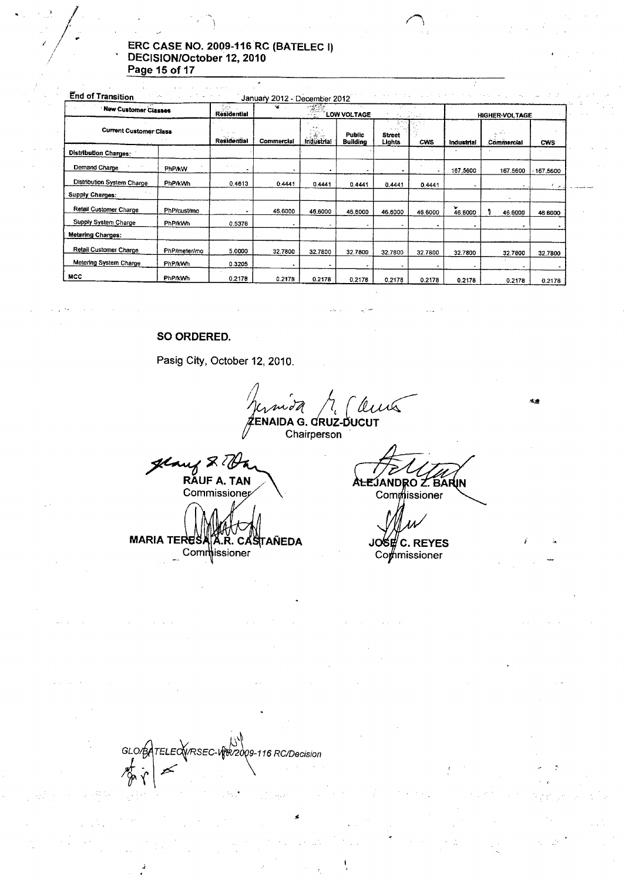**End of Transition** January 2012 - December 2012

| New Customer Classes | | Residential | LOW VOLTAGE | | | | | HIGHER-VOLTAGE | | |
|---|---|---|---|---|---|---|---|---|---|---|
| **Current Customer Class** | | Residential | Commercial | Industrial | Public Building | Street Lights | CWS | Industrial | Commercial | CWS |
| **Distribution Charges:** | | | | | | | | | | |
| Demand Charge | PhP/kW | - | - | - | - | - | - | 167.5600 | 167.5600 | 167.5600 |
| Distribution System Charge | PhP/kWh | 0.4613 | 0.4441 | 0.4441 | 0.4441 | 0.4441 | 0.4441 | - | - | - |
| **Supply Charges:** | | | | | | | | | | |
| Retail Customer Charge | PhP/cust/mo | - | 46.6000 | 46.6000 | 46.6000 | 46.6000 | 46.6000 | 46.6000 | 46.6000 | 46.6000 |
| Supply System Charge | PhP/kWh | 0.5376 | - | - | - | - | - | - | - | - |
| **Metering Charges:** | | | | | | | | | | |
| Retail Customer Charge | PhP/meter/mo | 5.0000 | 32.7800 | 32.7800 | 32.7800 | 32.7800 | 32.7800 | 32.7800 | 32.7800 | 32.7800 |
| Metering System Charge | PhP/kWh | 0.3205 | - | - | - | - | - | - | - | - |
| **MCC** | PhP/kWh | 0.2178 | 0.2178 | 0.2178 | 0.2178 | 0.2178 | 0.2178 | 0.2178 | 0.2178 | 0.2178 |

**SO ORDERED.**

Pasig City, October 12, 2010.

**ZENAIDA G. CRUZ-DUCUT**
Chairperson

**RAUF A. TAN**
Commissioner

**ALEJANDRO Z. BARIN**
Commissioner

**MARIA TERESA A.R. CASTAÑEDA**
Commissioner

**JOSE C. REYES**
Commissioner

*GLO/BATELEC I/RSEC-WR/2009-116 RC/Decision*